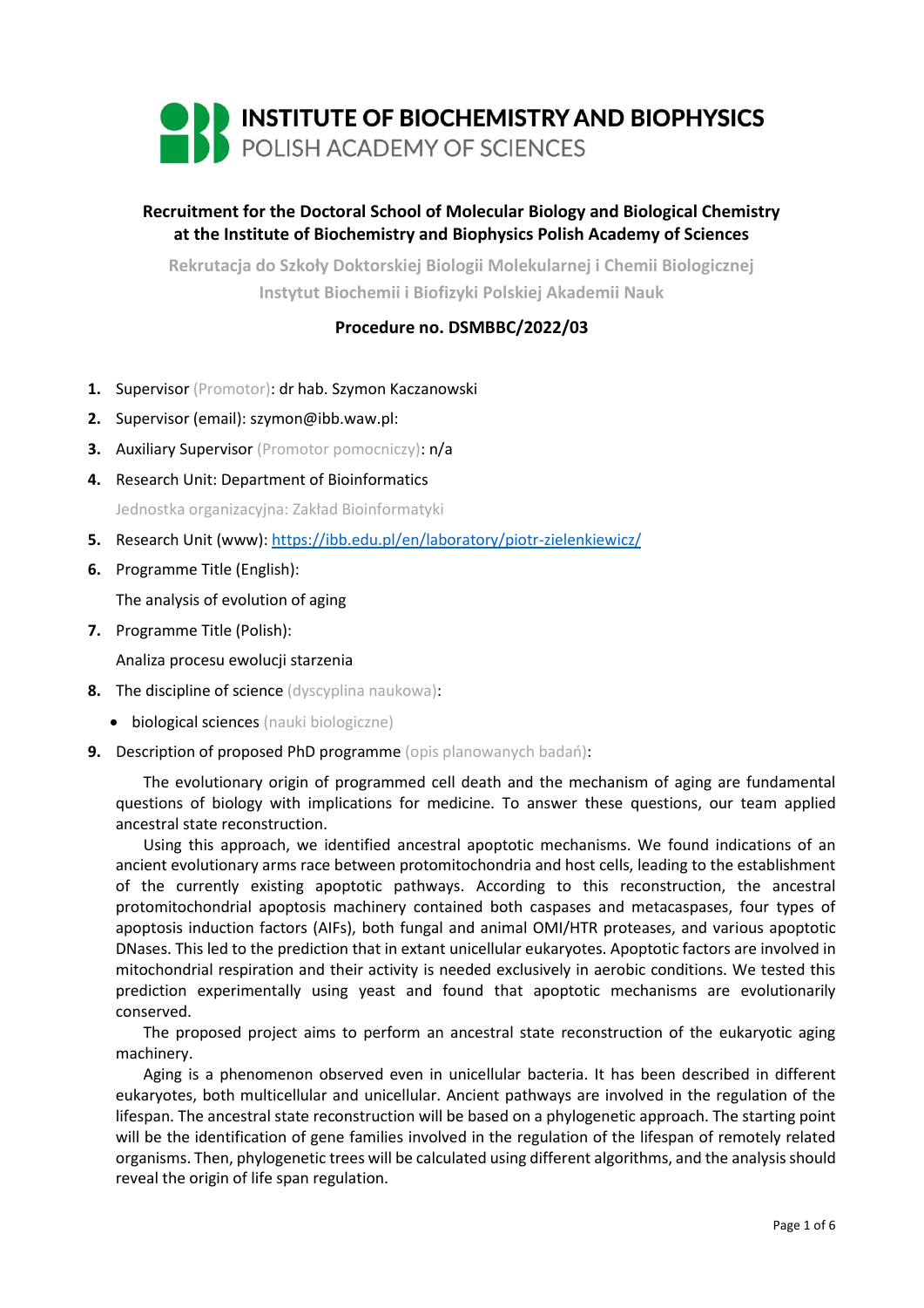# INSTITUTE OF BIOCHEMISTRY AND BIOPHYSICS
## POLISH ACADEMY OF SCIENCES

**Recruitment for the Doctoral School of Molecular Biology and Biological Chemistry at the Institute of Biochemistry and Biophysics Polish Academy of Sciences**

**Rekrutacja do Szkoły Doktorskiej Biologii Molekularnej i Chemii Biologicznej Instytut Biochemii i Biofizyki Polskiej Akademii Nauk**

**Procedure no. DSMBBC/2022/03**

1. Supervisor (Promotor): dr hab. Szymon Kaczanowski
2. Supervisor (email): szymon@ibb.waw.pl:
3. Auxiliary Supervisor (Promotor pomocniczy): n/a
4. Research Unit: Department of Bioinformatics

   Jednostka organizacyjna: Zakład Bioinformatyki
5. Research Unit (www): https://ibb.edu.pl/en/laboratory/piotr-zielenkiewicz/
6. Programme Title (English):

   The analysis of evolution of aging
7. Programme Title (Polish):

   Analiza procesu ewolucji starzenia
8. The discipline of science (dyscyplina naukowa):
   - biological sciences (nauki biologiczne)
9. Description of proposed PhD programme (opis planowanych badań):

   The evolutionary origin of programmed cell death and the mechanism of aging are fundamental questions of biology with implications for medicine. To answer these questions, our team applied ancestral state reconstruction.

   Using this approach, we identified ancestral apoptotic mechanisms. We found indications of an ancient evolutionary arms race between protomitochondria and host cells, leading to the establishment of the currently existing apoptotic pathways. According to this reconstruction, the ancestral protomitochondrial apoptosis machinery contained both caspases and metacaspases, four types of apoptosis induction factors (AIFs), both fungal and animal OMI/HTR proteases, and various apoptotic DNases. This led to the prediction that in extant unicellular eukaryotes. Apoptotic factors are involved in mitochondrial respiration and their activity is needed exclusively in aerobic conditions. We tested this prediction experimentally using yeast and found that apoptotic mechanisms are evolutionarily conserved.

   The proposed project aims to perform an ancestral state reconstruction of the eukaryotic aging machinery.

   Aging is a phenomenon observed even in unicellular bacteria. It has been described in different eukaryotes, both multicellular and unicellular. Ancient pathways are involved in the regulation of the lifespan. The ancestral state reconstruction will be based on a phylogenetic approach. The starting point will be the identification of gene families involved in the regulation of the lifespan of remotely related organisms. Then, phylogenetic trees will be calculated using different algorithms, and the analysis should reveal the origin of life span regulation.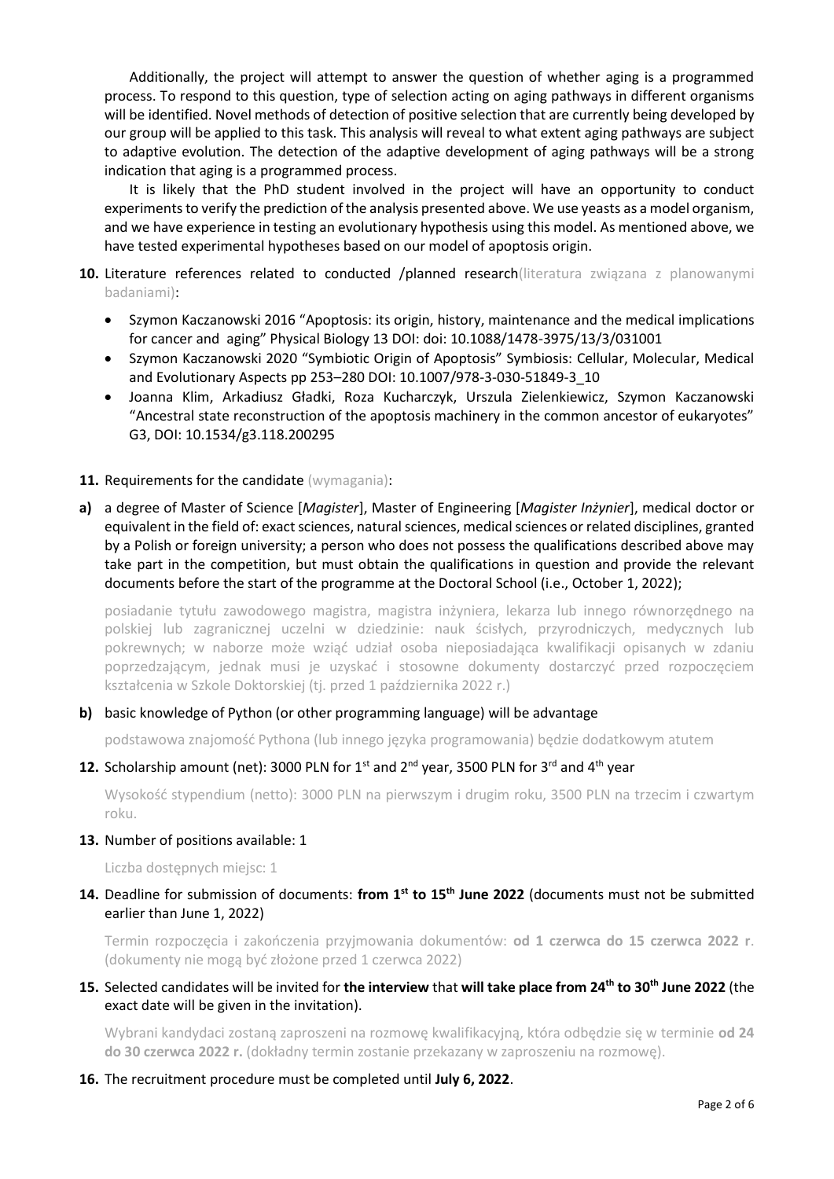Additionally, the project will attempt to answer the question of whether aging is a programmed process. To respond to this question, type of selection acting on aging pathways in different organisms will be identified. Novel methods of detection of positive selection that are currently being developed by our group will be applied to this task. This analysis will reveal to what extent aging pathways are subject to adaptive evolution. The detection of the adaptive development of aging pathways will be a strong indication that aging is a programmed process.

It is likely that the PhD student involved in the project will have an opportunity to conduct experiments to verify the prediction of the analysis presented above. We use yeasts as a model organism, and we have experience in testing an evolutionary hypothesis using this model. As mentioned above, we have tested experimental hypotheses based on our model of apoptosis origin.

**10.** Literature references related to conducted /planned research(literatura związana z planowanymi badaniami):

- Szymon Kaczanowski 2016 "Apoptosis: its origin, history, maintenance and the medical implications for cancer and aging" Physical Biology 13 DOI: doi: 10.1088/1478-3975/13/3/031001
- Szymon Kaczanowski 2020 "Symbiotic Origin of Apoptosis" Symbiosis: Cellular, Molecular, Medical and Evolutionary Aspects pp 253–280 DOI: 10.1007/978-3-030-51849-3_10
- Joanna Klim, Arkadiusz Gładki, Roza Kucharczyk, Urszula Zielenkiewicz, Szymon Kaczanowski "Ancestral state reconstruction of the apoptosis machinery in the common ancestor of eukaryotes" G3, DOI: 10.1534/g3.118.200295

**11.** Requirements for the candidate (wymagania):

**a)** a degree of Master of Science [*Magister*], Master of Engineering [*Magister Inżynier*], medical doctor or equivalent in the field of: exact sciences, natural sciences, medical sciences or related disciplines, granted by a Polish or foreign university; a person who does not possess the qualifications described above may take part in the competition, but must obtain the qualifications in question and provide the relevant documents before the start of the programme at the Doctoral School (i.e., October 1, 2022);

posiadanie tytułu zawodowego magistra, magistra inżyniera, lekarza lub innego równorzędnego na polskiej lub zagranicznej uczelni w dziedzinie: nauk ścisłych, przyrodniczych, medycznych lub pokrewnych; w naborze może wziąć udział osoba nieposiadająca kwalifikacji opisanych w zdaniu poprzedzającym, jednak musi je uzyskać i stosowne dokumenty dostarczyć przed rozpoczęciem kształcenia w Szkole Doktorskiej (tj. przed 1 października 2022 r.)

**b)** basic knowledge of Python (or other programming language) will be advantage

podstawowa znajomość Pythona (lub innego języka programowania) będzie dodatkowym atutem

**12.** Scholarship amount (net): 3000 PLN for 1st and 2nd year, 3500 PLN for 3rd and 4th year

Wysokość stypendium (netto): 3000 PLN na pierwszym i drugim roku, 3500 PLN na trzecim i czwartym roku.

**13.** Number of positions available: 1

Liczba dostępnych miejsc: 1

**14.** Deadline for submission of documents: **from 1st to 15th June 2022** (documents must not be submitted earlier than June 1, 2022)

Termin rozpoczęcia i zakończenia przyjmowania dokumentów: **od 1 czerwca do 15 czerwca 2022 r**. (dokumenty nie mogą być złożone przed 1 czerwca 2022)

**15.** Selected candidates will be invited for **the interview** that **will take place from 24th to 30th June 2022** (the exact date will be given in the invitation).

Wybrani kandydaci zostaną zaproszeni na rozmowę kwalifikacyjną, która odbędzie się w terminie **od 24 do 30 czerwca 2022 r.** (dokładny termin zostanie przekazany w zaproszeniu na rozmowę).

**16.** The recruitment procedure must be completed until **July 6, 2022**.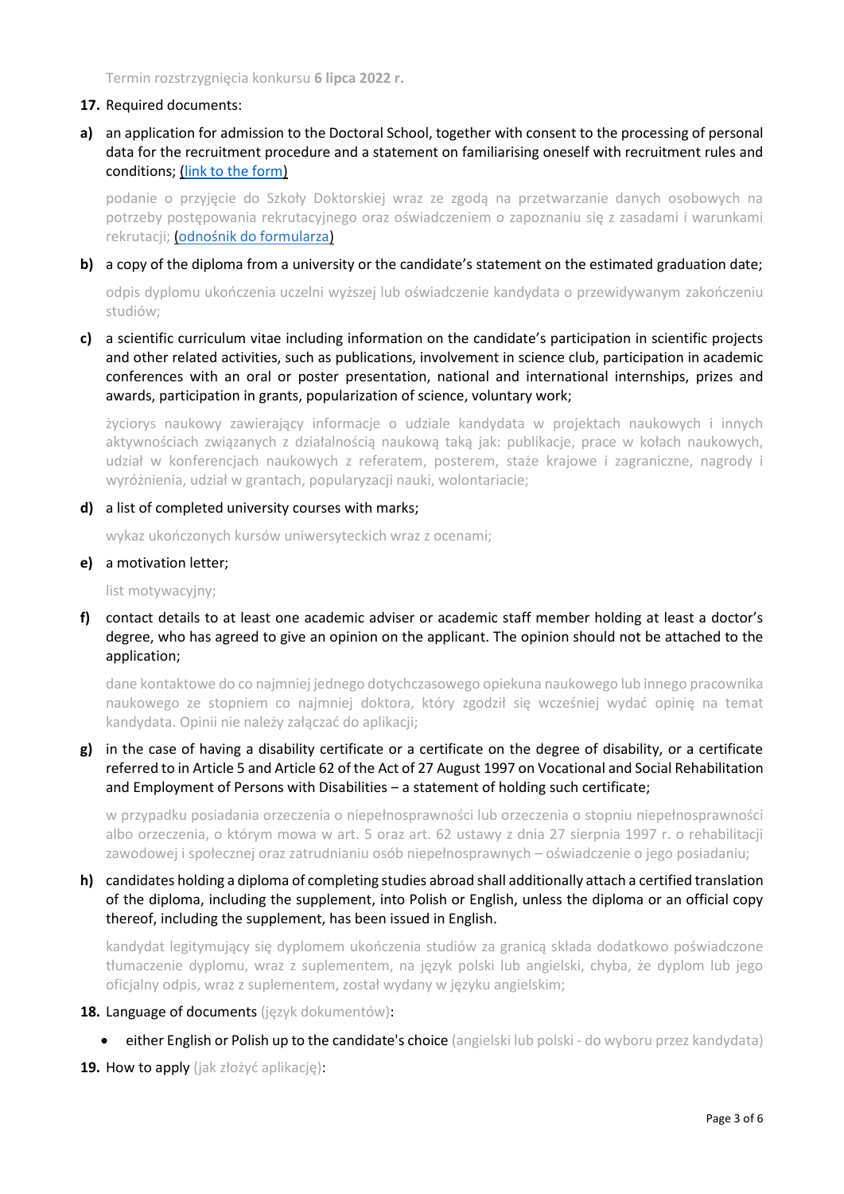Termin rozstrzygnięcia konkursu **6 lipca 2022 r.**

**17.** Required documents:

**a)** an application for admission to the Doctoral School, together with consent to the processing of personal data for the recruitment procedure and a statement on familiarising oneself with recruitment rules and conditions; (link to the form)

podanie o przyjęcie do Szkoły Doktorskiej wraz ze zgodą na przetwarzanie danych osobowych na potrzeby postępowania rekrutacyjnego oraz oświadczeniem o zapoznaniu się z zasadami i warunkami rekrutacji; (odnośnik do formularza)

**b)** a copy of the diploma from a university or the candidate's statement on the estimated graduation date;

odpis dyplomu ukończenia uczelni wyższej lub oświadczenie kandydata o przewidywanym zakończeniu studiów;

**c)** a scientific curriculum vitae including information on the candidate's participation in scientific projects and other related activities, such as publications, involvement in science club, participation in academic conferences with an oral or poster presentation, national and international internships, prizes and awards, participation in grants, popularization of science, voluntary work;

życiorys naukowy zawierający informacje o udziale kandydata w projektach naukowych i innych aktywnościach związanych z działalnością naukową taką jak: publikacje, prace w kołach naukowych, udział w konferencjach naukowych z referatem, posterem, staże krajowe i zagraniczne, nagrody i wyróżnienia, udział w grantach, popularyzacji nauki, wolontariacie;

**d)** a list of completed university courses with marks;

wykaz ukończonych kursów uniwersyteckich wraz z ocenami;

**e)** a motivation letter;

list motywacyjny;

**f)** contact details to at least one academic adviser or academic staff member holding at least a doctor's degree, who has agreed to give an opinion on the applicant. The opinion should not be attached to the application;

dane kontaktowe do co najmniej jednego dotychczasowego opiekuna naukowego lub innego pracownika naukowego ze stopniem co najmniej doktora, który zgodził się wcześniej wydać opinię na temat kandydata. Opinii nie należy załączać do aplikacji;

**g)** in the case of having a disability certificate or a certificate on the degree of disability, or a certificate referred to in Article 5 and Article 62 of the Act of 27 August 1997 on Vocational and Social Rehabilitation and Employment of Persons with Disabilities – a statement of holding such certificate;

w przypadku posiadania orzeczenia o niepełnosprawności lub orzeczenia o stopniu niepełnosprawności albo orzeczenia, o którym mowa w art. 5 oraz art. 62 ustawy z dnia 27 sierpnia 1997 r. o rehabilitacji zawodowej i społecznej oraz zatrudnianiu osób niepełnosprawnych – oświadczenie o jego posiadaniu;

**h)** candidates holding a diploma of completing studies abroad shall additionally attach a certified translation of the diploma, including the supplement, into Polish or English, unless the diploma or an official copy thereof, including the supplement, has been issued in English.

kandydat legitymujący się dyplomem ukończenia studiów za granicą składa dodatkowo poświadczone tłumaczenie dyplomu, wraz z suplementem, na język polski lub angielski, chyba, że dyplom lub jego oficjalny odpis, wraz z suplementem, został wydany w języku angielskim;

**18.** Language of documents (język dokumentów):

- either English or Polish up to the candidate's choice (angielski lub polski - do wyboru przez kandydata)

**19.** How to apply (jak złożyć aplikację):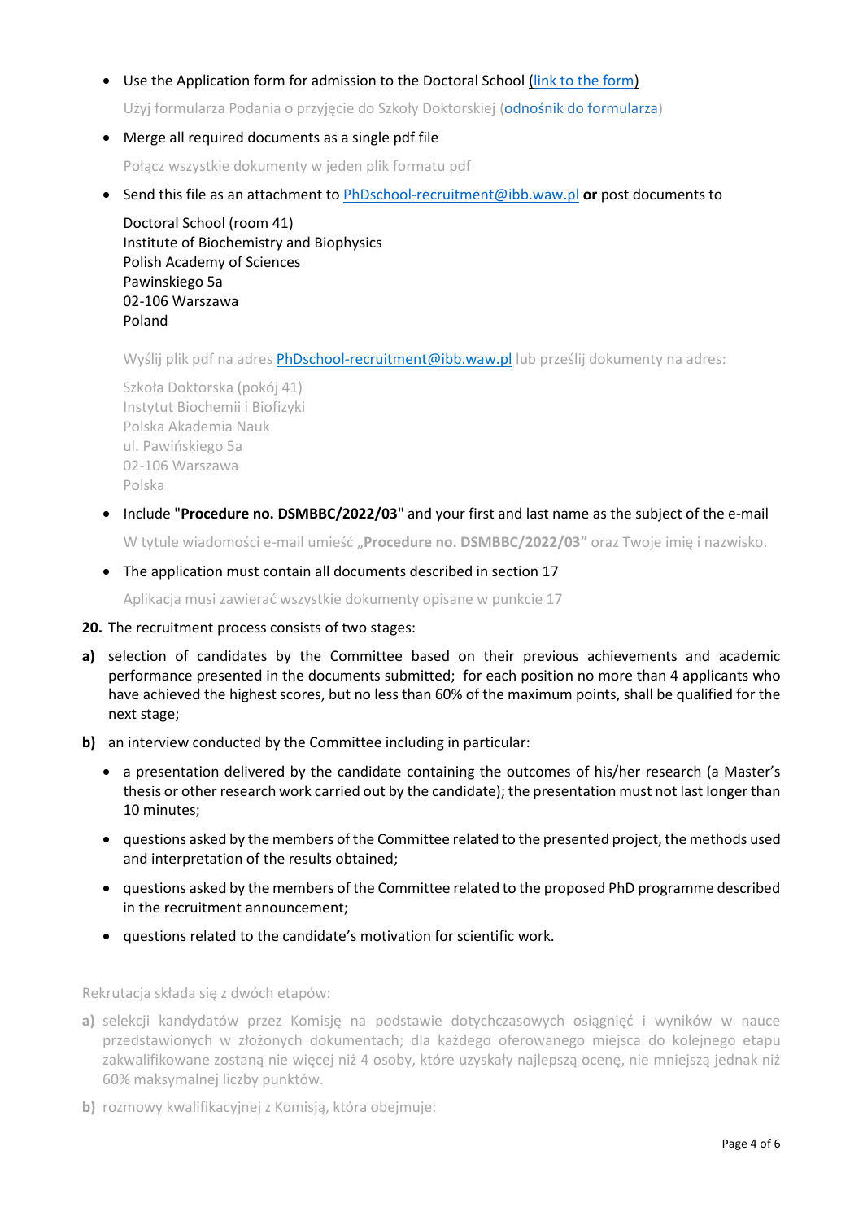- Use the Application form for admission to the Doctoral School (link to the form)

  Użyj formularza Podania o przyjęcie do Szkoły Doktorskiej (odnośnik do formularza)

- Merge all required documents as a single pdf file

  Połącz wszystkie dokumenty w jeden plik formatu pdf

- Send this file as an attachment to PhDschool-recruitment@ibb.waw.pl **or** post documents to

  Doctoral School (room 41)
  Institute of Biochemistry and Biophysics
  Polish Academy of Sciences
  Pawinskiego 5a
  02-106 Warszawa
  Poland

  Wyślij plik pdf na adres PhDschool-recruitment@ibb.waw.pl lub prześlij dokumenty na adres:

  Szkoła Doktorska (pokój 41)
  Instytut Biochemii i Biofizyki
  Polska Akademia Nauk
  ul. Pawińskiego 5a
  02-106 Warszawa
  Polska

- Include "**Procedure no. DSMBBC/2022/03**" and your first and last name as the subject of the e-mail

  W tytule wiadomości e-mail umieść „**Procedure no. DSMBBC/2022/03"** oraz Twoje imię i nazwisko.

- The application must contain all documents described in section 17

  Aplikacja musi zawierać wszystkie dokumenty opisane w punkcie 17

**20.** The recruitment process consists of two stages:

**a)** selection of candidates by the Committee based on their previous achievements and academic performance presented in the documents submitted; for each position no more than 4 applicants who have achieved the highest scores, but no less than 60% of the maximum points, shall be qualified for the next stage;

**b)** an interview conducted by the Committee including in particular:

- a presentation delivered by the candidate containing the outcomes of his/her research (a Master's thesis or other research work carried out by the candidate); the presentation must not last longer than 10 minutes;
- questions asked by the members of the Committee related to the presented project, the methods used and interpretation of the results obtained;
- questions asked by the members of the Committee related to the proposed PhD programme described in the recruitment announcement;
- questions related to the candidate's motivation for scientific work.

Rekrutacja składa się z dwóch etapów:

**a)** selekcji kandydatów przez Komisję na podstawie dotychczasowych osiągnięć i wyników w nauce przedstawionych w złożonych dokumentach; dla każdego oferowanego miejsca do kolejnego etapu zakwalifikowane zostaną nie więcej niż 4 osoby, które uzyskały najlepszą ocenę, nie mniejszą jednak niż 60% maksymalnej liczby punktów.

**b)** rozmowy kwalifikacyjnej z Komisją, która obejmuje: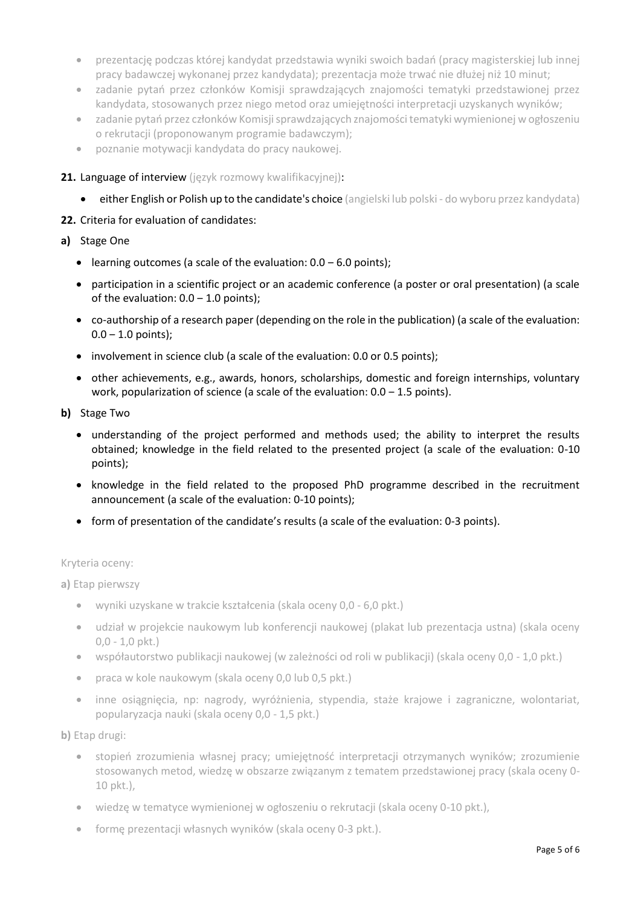- prezentację podczas której kandydat przedstawia wyniki swoich badań (pracy magisterskiej lub innej pracy badawczej wykonanej przez kandydata); prezentacja może trwać nie dłużej niż 10 minut;
- zadanie pytań przez członków Komisji sprawdzających znajomości tematyki przedstawionej przez kandydata, stosowanych przez niego metod oraz umiejętności interpretacji uzyskanych wyników;
- zadanie pytań przez członków Komisji sprawdzających znajomości tematyki wymienionej w ogłoszeniu o rekrutacji (proponowanym programie badawczym);
- poznanie motywacji kandydata do pracy naukowej.

**21.** Language of interview (język rozmowy kwalifikacyjnej):

- either English or Polish up to the candidate's choice (angielski lub polski - do wyboru przez kandydata)

**22.** Criteria for evaluation of candidates:

**a)** Stage One

- learning outcomes (a scale of the evaluation: 0.0 – 6.0 points);
- participation in a scientific project or an academic conference (a poster or oral presentation) (a scale of the evaluation: 0.0 – 1.0 points);
- co-authorship of a research paper (depending on the role in the publication) (a scale of the evaluation: 0.0 – 1.0 points);
- involvement in science club (a scale of the evaluation: 0.0 or 0.5 points);
- other achievements, e.g., awards, honors, scholarships, domestic and foreign internships, voluntary work, popularization of science (a scale of the evaluation: 0.0 – 1.5 points).

**b)** Stage Two

- understanding of the project performed and methods used; the ability to interpret the results obtained; knowledge in the field related to the presented project (a scale of the evaluation: 0-10 points);
- knowledge in the field related to the proposed PhD programme described in the recruitment announcement (a scale of the evaluation: 0-10 points);
- form of presentation of the candidate's results (a scale of the evaluation: 0-3 points).

Kryteria oceny:

**a)** Etap pierwszy

- wyniki uzyskane w trakcie kształcenia (skala oceny 0,0 - 6,0 pkt.)
- udział w projekcie naukowym lub konferencji naukowej (plakat lub prezentacja ustna) (skala oceny 0,0 - 1,0 pkt.)
- współautorstwo publikacji naukowej (w zależności od roli w publikacji) (skala oceny 0,0 - 1,0 pkt.)
- praca w kole naukowym (skala oceny 0,0 lub 0,5 pkt.)
- inne osiągnięcia, np: nagrody, wyróżnienia, stypendia, staże krajowe i zagraniczne, wolontariat, popularyzacja nauki (skala oceny 0,0 - 1,5 pkt.)

**b)** Etap drugi:

- stopień zrozumienia własnej pracy; umiejętność interpretacji otrzymanych wyników; zrozumienie stosowanych metod, wiedzę w obszarze związanym z tematem przedstawionej pracy (skala oceny 0-10 pkt.),
- wiedzę w tematyce wymienionej w ogłoszeniu o rekrutacji (skala oceny 0-10 pkt.),
- formę prezentacji własnych wyników (skala oceny 0-3 pkt.).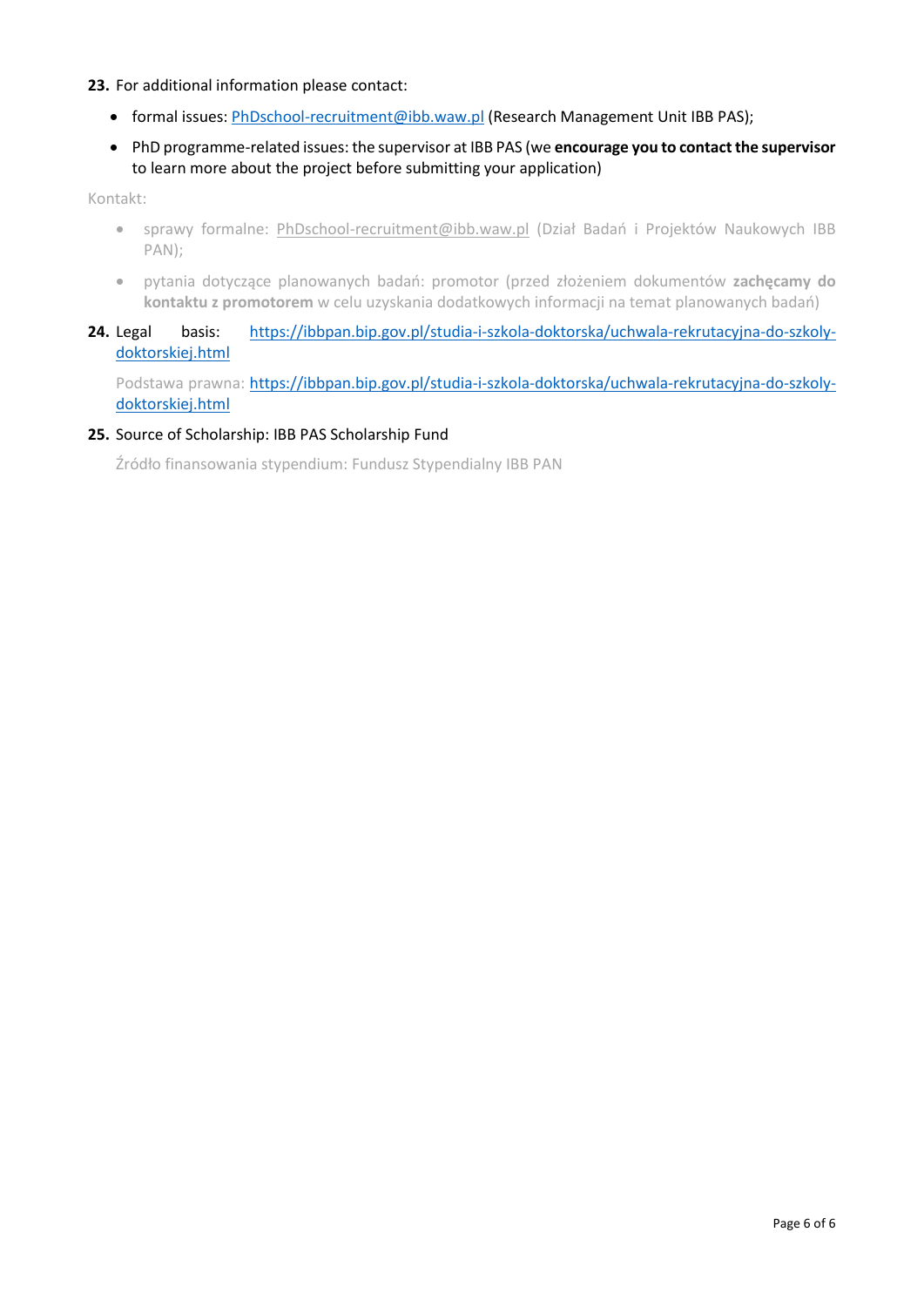**23.** For additional information please contact:

- formal issues: PhDschool-recruitment@ibb.waw.pl (Research Management Unit IBB PAS);
- PhD programme-related issues: the supervisor at IBB PAS (we **encourage you to contact the supervisor** to learn more about the project before submitting your application)

Kontakt:

- sprawy formalne: PhDschool-recruitment@ibb.waw.pl (Dział Badań i Projektów Naukowych IBB PAN);
- pytania dotyczące planowanych badań: promotor (przed złożeniem dokumentów **zachęcamy do kontaktu z promotorem** w celu uzyskania dodatkowych informacji na temat planowanych badań)

**24.** Legal basis: https://ibbpan.bip.gov.pl/studia-i-szkola-doktorska/uchwala-rekrutacyjna-do-szkoly-doktorskiej.html

Podstawa prawna: https://ibbpan.bip.gov.pl/studia-i-szkola-doktorska/uchwala-rekrutacyjna-do-szkoly-doktorskiej.html

**25.** Source of Scholarship: IBB PAS Scholarship Fund

Źródło finansowania stypendium: Fundusz Stypendialny IBB PAN